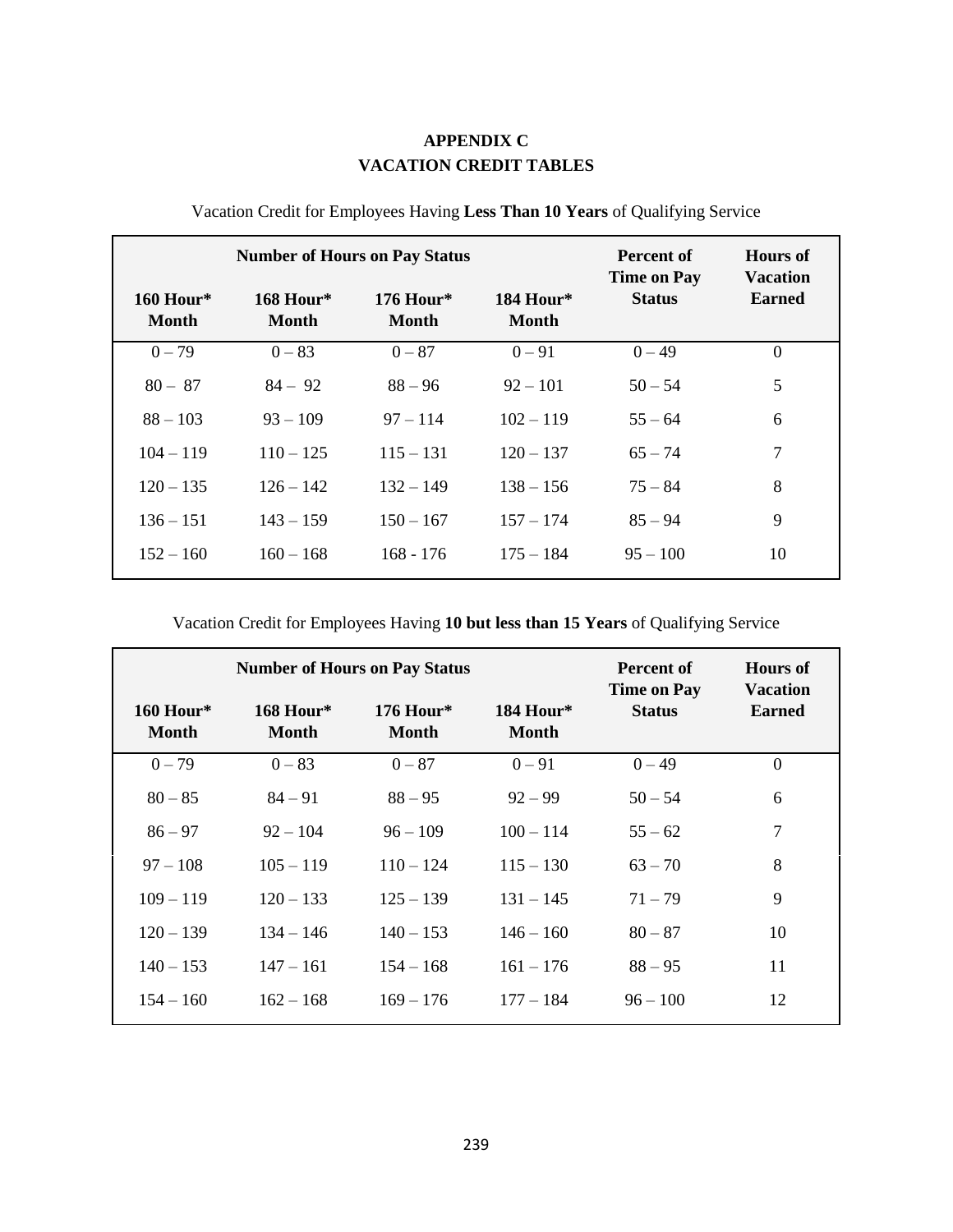# APPENDIX C
# VACATION CREDIT TABLES

Vacation Credit for Employees Having **Less Than 10 Years** of Qualifying Service

| Number of Hours on Pay Status | | | | Percent of Time on Pay Status | Hours of Vacation Earned |
|---|---|---|---|---|---|
| **160 Hour* Month** | **168 Hour* Month** | **176 Hour* Month** | **184 Hour* Month** | | |
| 0 – 79 | 0 – 83 | 0 – 87 | 0 – 91 | 0 – 49 | 0 |
| 80 – 87 | 84 – 92 | 88 – 96 | 92 – 101 | 50 – 54 | 5 |
| 88 – 103 | 93 – 109 | 97 – 114 | 102 – 119 | 55 – 64 | 6 |
| 104 – 119 | 110 – 125 | 115 – 131 | 120 – 137 | 65 – 74 | 7 |
| 120 – 135 | 126 – 142 | 132 – 149 | 138 – 156 | 75 – 84 | 8 |
| 136 – 151 | 143 – 159 | 150 – 167 | 157 – 174 | 85 – 94 | 9 |
| 152 – 160 | 160 – 168 | 168 - 176 | 175 – 184 | 95 – 100 | 10 |

Vacation Credit for Employees Having **10 but less than 15 Years** of Qualifying Service

| Number of Hours on Pay Status | | | | Percent of Time on Pay Status | Hours of Vacation Earned |
|---|---|---|---|---|---|
| **160 Hour* Month** | **168 Hour* Month** | **176 Hour* Month** | **184 Hour* Month** | | |
| 0 – 79 | 0 – 83 | 0 – 87 | 0 – 91 | 0 – 49 | 0 |
| 80 – 85 | 84 – 91 | 88 – 95 | 92 – 99 | 50 – 54 | 6 |
| 86 – 97 | 92 – 104 | 96 – 109 | 100 – 114 | 55 – 62 | 7 |
| 97 – 108 | 105 – 119 | 110 – 124 | 115 – 130 | 63 – 70 | 8 |
| 109 – 119 | 120 – 133 | 125 – 139 | 131 – 145 | 71 – 79 | 9 |
| 120 – 139 | 134 – 146 | 140 – 153 | 146 – 160 | 80 – 87 | 10 |
| 140 – 153 | 147 – 161 | 154 – 168 | 161 – 176 | 88 – 95 | 11 |
| 154 – 160 | 162 – 168 | 169 – 176 | 177 – 184 | 96 – 100 | 12 |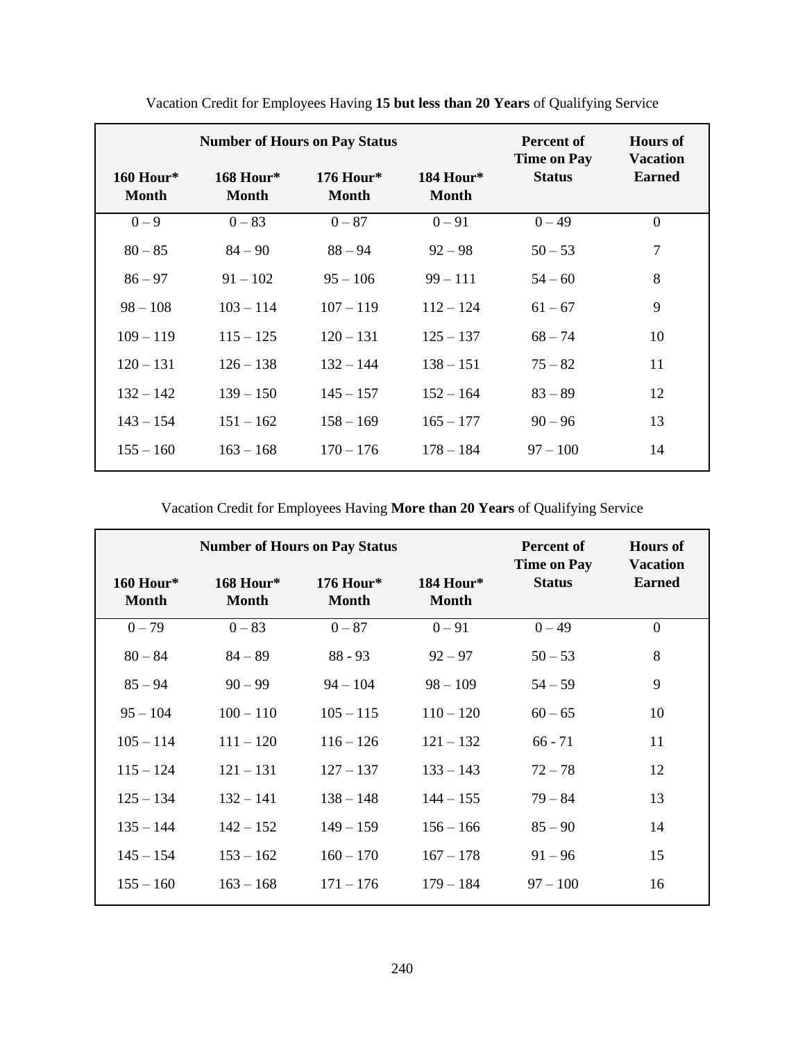Vacation Credit for Employees Having **15 but less than 20 Years** of Qualifying Service

| Number of Hours on Pay Status | | | | Percent of Time on Pay Status | Hours of Vacation Earned |
|---|---|---|---|---|---|
| 160 Hour* Month | 168 Hour* Month | 176 Hour* Month | 184 Hour* Month | | |
| 0 – 9 | 0 – 83 | 0 – 87 | 0 – 91 | 0 – 49 | 0 |
| 80 – 85 | 84 – 90 | 88 – 94 | 92 – 98 | 50 – 53 | 7 |
| 86 – 97 | 91 – 102 | 95 – 106 | 99 – 111 | 54 – 60 | 8 |
| 98 – 108 | 103 – 114 | 107 – 119 | 112 – 124 | 61 – 67 | 9 |
| 109 – 119 | 115 – 125 | 120 – 131 | 125 – 137 | 68 – 74 | 10 |
| 120 – 131 | 126 – 138 | 132 – 144 | 138 – 151 | 75 – 82 | 11 |
| 132 – 142 | 139 – 150 | 145 – 157 | 152 – 164 | 83 – 89 | 12 |
| 143 – 154 | 151 – 162 | 158 – 169 | 165 – 177 | 90 – 96 | 13 |
| 155 – 160 | 163 – 168 | 170 – 176 | 178 – 184 | 97 – 100 | 14 |

Vacation Credit for Employees Having **More than 20 Years** of Qualifying Service

| Number of Hours on Pay Status | | | | Percent of Time on Pay Status | Hours of Vacation Earned |
|---|---|---|---|---|---|
| 160 Hour* Month | 168 Hour* Month | 176 Hour* Month | 184 Hour* Month | | |
| 0 – 79 | 0 – 83 | 0 – 87 | 0 – 91 | 0 – 49 | 0 |
| 80 – 84 | 84 – 89 | 88 - 93 | 92 – 97 | 50 – 53 | 8 |
| 85 – 94 | 90 – 99 | 94 – 104 | 98 – 109 | 54 – 59 | 9 |
| 95 – 104 | 100 – 110 | 105 – 115 | 110 – 120 | 60 – 65 | 10 |
| 105 – 114 | 111 – 120 | 116 – 126 | 121 – 132 | 66 - 71 | 11 |
| 115 – 124 | 121 – 131 | 127 – 137 | 133 – 143 | 72 – 78 | 12 |
| 125 – 134 | 132 – 141 | 138 – 148 | 144 – 155 | 79 – 84 | 13 |
| 135 – 144 | 142 – 152 | 149 – 159 | 156 – 166 | 85 – 90 | 14 |
| 145 – 154 | 153 – 162 | 160 – 170 | 167 – 178 | 91 – 96 | 15 |
| 155 – 160 | 163 – 168 | 171 – 176 | 179 – 184 | 97 – 100 | 16 |